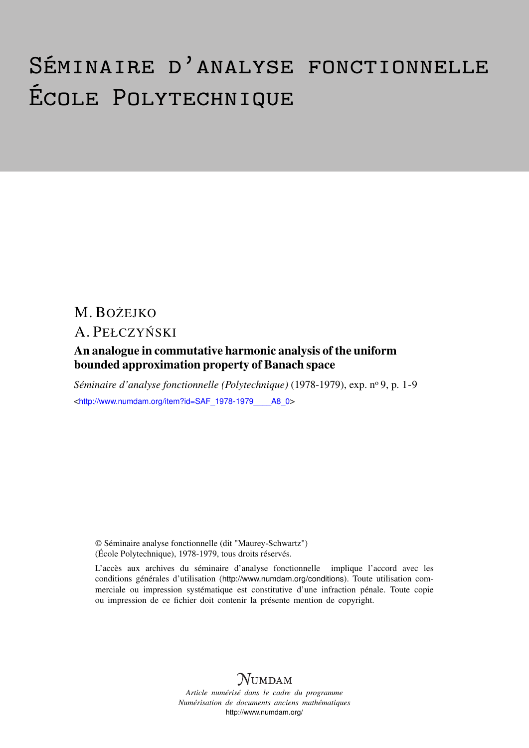# Séminaire d'analyse fonctionnelle École Polytechnique

M. BOŻEJKO

A. PEŁCZYŃSKI

## An analogue in commutative harmonic analysis of the uniform bounded approximation property of Banach space

*Séminaire d'analyse fonctionnelle (Polytechnique)* (1978-1979), exp. n° 9, p. 1-9

<http://www.numdam.org/item?id=SAF_1978-1979____A8_0>

© Séminaire analyse fonctionnelle (dit "Maurey-Schwartz") (École Polytechnique), 1978-1979, tous droits réservés.

L'accès aux archives du séminaire d'analyse fonctionnelle implique l'accord avec les conditions générales d'utilisation (http://www.numdam.org/conditions). Toute utilisation commerciale ou impression systématique est constitutive d'une infraction pénale. Toute copie ou impression de ce fichier doit contenir la présente mention de copyright.

NUMDAM

*Article numérisé dans le cadre du programme Numérisation de documents anciens mathématiques*

http://www.numdam.org/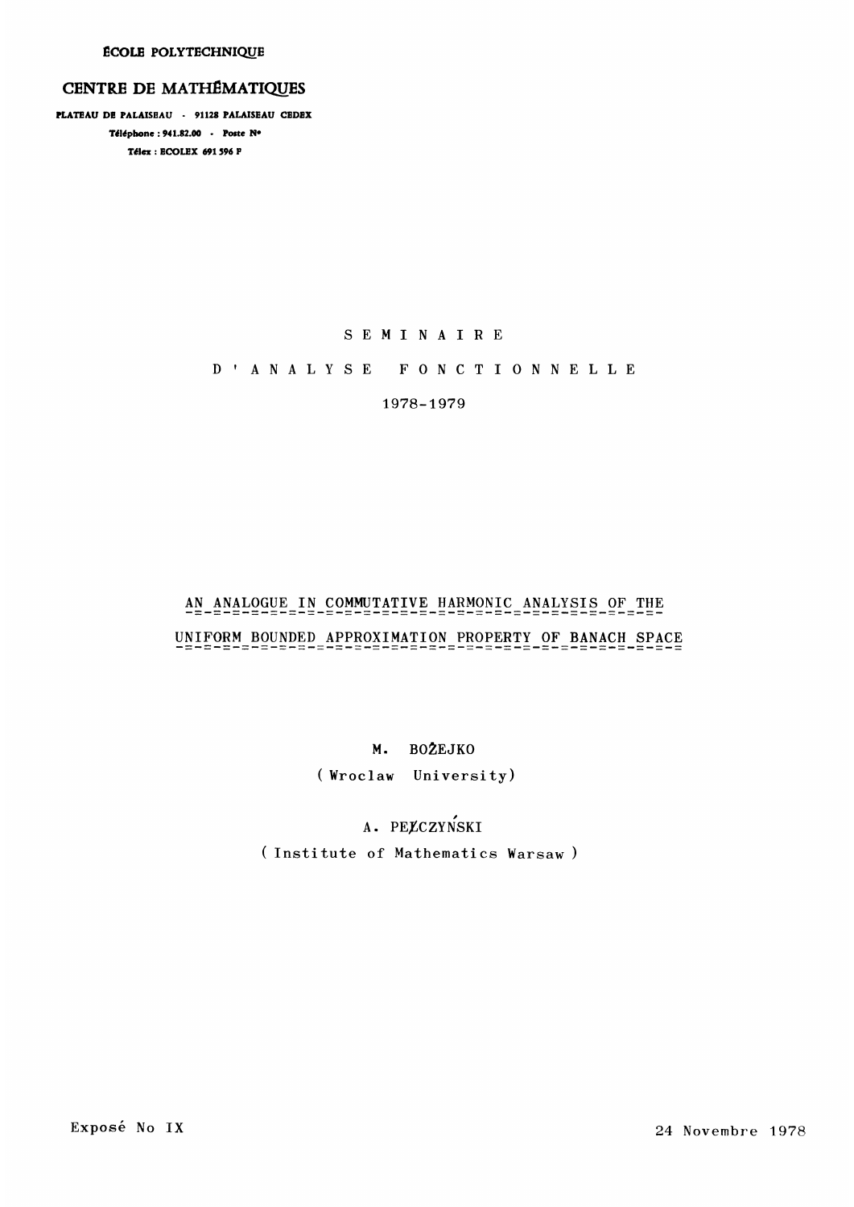ÉCOLE POLYTECHNIQUE

CENTRE DE MATHÉMATIQUES

PLATEAU DE PALAISEAU - 91128 PALAISEAU CEDEX

Téléphone : 941.82.00 - Poste N°

Télex : ECOLEX 691 596 F

S E M I N A I R E

D ' A N A L Y S E   F O N C T I O N N E L L E

1978-1979

# AN ANALOGUE IN COMMUTATIVE HARMONIC ANALYSIS OF THE UNIFORM BOUNDED APPROXIMATION PROPERTY OF BANACH SPACE

M. BOŻEJKO

(Wroclaw University)

A. PEŁCZYŃSKI

(Institute of Mathematics Warsaw)

Exposé No IX

24 Novembre 1978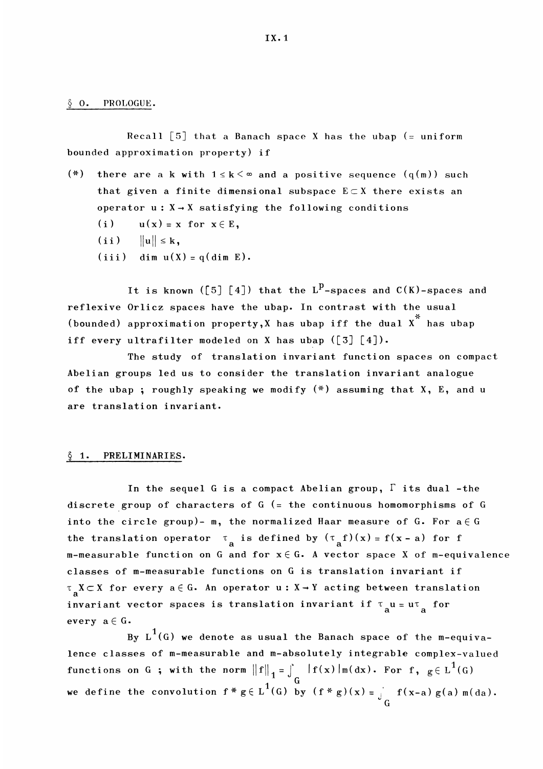## § 0. PROLOGUE.

Recall [5] that a Banach space X has the ubap (= uniform bounded approximation property) if

(*) there are a k with $1 \leq k < \infty$ and a positive sequence $(q(m))$ such that given a finite dimensional subspace $E \subset X$ there exists an operator $u : X \to X$ satisfying the following conditions

- (i) $u(x) = x$ for $x \in E$,
- (ii) $\|u\| \leq k$,
- (iii) $\dim u(X) = q(\dim E)$.

It is known ([5] [4]) that the $L^p$-spaces and $C(K)$-spaces and reflexive Orlicz spaces have the ubap. In contrast with the usual (bounded) approximation property, X has ubap iff the dual $X^*$ has ubap iff every ultrafilter modeled on X has ubap ([3] [4]).

The study of translation invariant function spaces on compact Abelian groups led us to consider the translation invariant analogue of the ubap ; roughly speaking we modify (*) assuming that X, E, and u are translation invariant.

## § 1. PRELIMINARIES.

In the sequel G is a compact Abelian group, $\Gamma$ its dual -the discrete group of characters of G (= the continuous homomorphisms of G into the circle group)- m, the normalized Haar measure of G. For $a \in G$ the translation operator $\tau_a$ is defined by $(\tau_a f)(x) = f(x - a)$ for f m-measurable function on G and for $x \in G$. A vector space X of m-equivalence classes of m-measurable functions on G is translation invariant if $\tau_a X \subset X$ for every $a \in G$. An operator $u : X \to Y$ acting between translation invariant vector spaces is translation invariant if $\tau_a u = u \tau_a$ for every $a \in G$.

By $L^1(G)$ we denote as usual the Banach space of the m-equivalence classes of m-measurable and m-absolutely integrable complex-valued functions on G ; with the norm $\|f\|_1 = \int_G |f(x)| m(dx)$. For f, $g \in L^1(G)$ we define the convolution $f * g \in L^1(G)$ by $(f * g)(x) = \int_G f(x-a) g(a) m(da)$.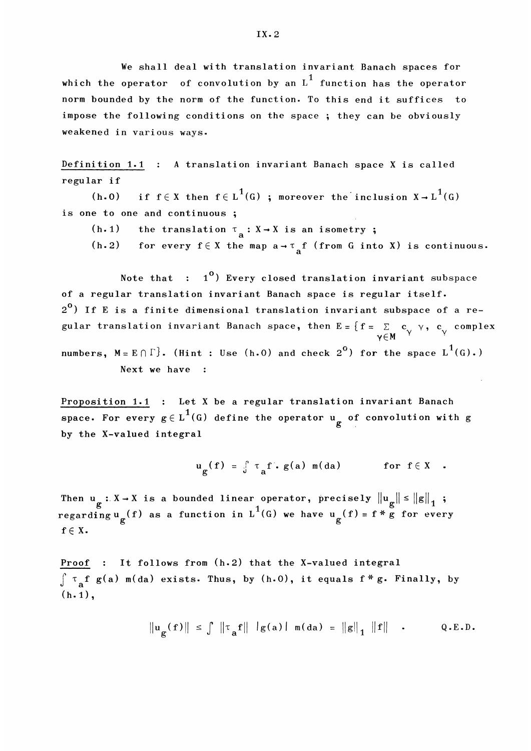We shall deal with translation invariant Banach spaces for which the operator of convolution by an $L^1$ function has the operator norm bounded by the norm of the function. To this end it suffices to impose the following conditions on the space ; they can be obviously weakened in various ways.

Definition 1.1 : A translation invariant Banach space X is called regular if

(h.0) if $f \in X$ then $f \in L^1(G)$ ; moreover the inclusion $X \to L^1(G)$ is one to one and continuous ;

(h.1) the translation $\tau_a : X \to X$ is an isometry ;

(h.2) for every $f \in X$ the map $a \to \tau_a f$ (from G into X) is continuous.

Note that : 1°) Every closed translation invariant subspace of a regular translation invariant Banach space is regular itself.
2°) If E is a finite dimensional translation invariant subspace of a regular translation invariant Banach space, then $E = \{f = \sum_{\gamma \in M} c_\gamma \gamma,\ c_\gamma$ complex numbers, $M = E \cap \Gamma\}$. (Hint : Use (h.0) and check 2°) for the space $L^1(G)$.)

Next we have :

Proposition 1.1 : Let X be a regular translation invariant Banach space. For every $g \in L^1(G)$ define the operator $u_g$ of convolution with g by the X-valued integral

$$u_g(f) = \int \tau_a f \cdot g(a)\ m(da) \qquad \text{for } f \in X \quad .$$

Then $u_g : X \to X$ is a bounded linear operator, precisely $\|u_g\| \leq \|g\|_1$ ; regarding $u_g(f)$ as a function in $L^1(G)$ we have $u_g(f) = f * g$ for every $f \in X$.

Proof : It follows from (h.2) that the X-valued integral $\int \tau_a f\ g(a)\ m(da)$ exists. Thus, by (h.0), it equals $f * g$. Finally, by (h.1),

$$\|u_g(f)\| \leq \int \|\tau_a f\|\ |g(a)|\ m(da) = \|g\|_1\ \|f\| \quad . \qquad \text{Q.E.D.}$$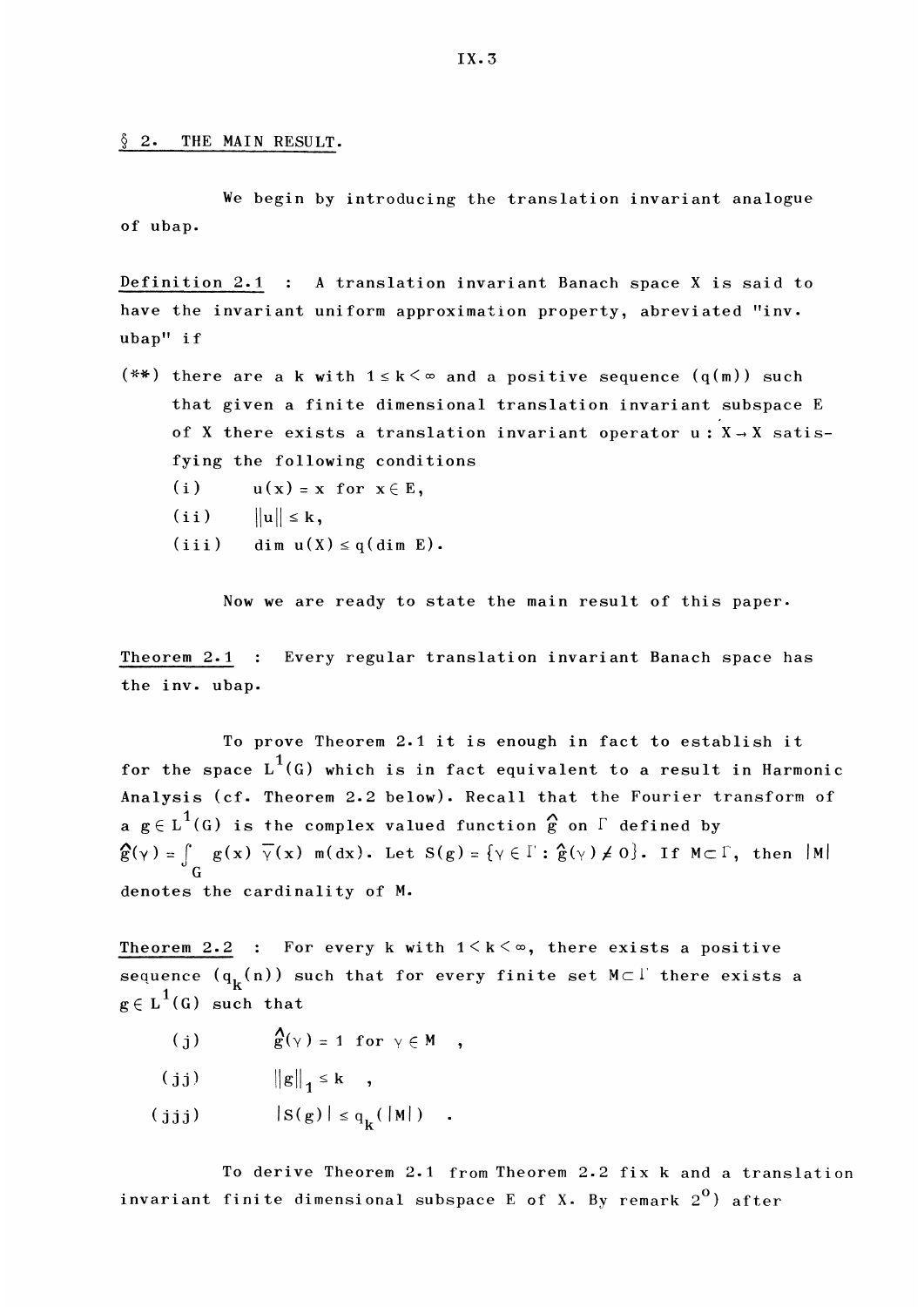## § 2. THE MAIN RESULT.

We begin by introducing the translation invariant analogue of ubap.

Definition 2.1 : A translation invariant Banach space X is said to have the invariant uniform approximation property, abreviated "inv. ubap" if

(**) there are a k with $1 \le k < \infty$ and a positive sequence $(q(m))$ such that given a finite dimensional translation invariant subspace E of X there exists a translation invariant operator $u : X \to X$ satisfying the following conditions

(i) $u(x) = x$ for $x \in E$,

(ii) $\|u\| \le k$,

(iii) $\dim u(X) \le q(\dim E)$.

Now we are ready to state the main result of this paper.

Theorem 2.1 : Every regular translation invariant Banach space has the inv. ubap.

To prove Theorem 2.1 it is enough in fact to establish it for the space $L^1(G)$ which is in fact equivalent to a result in Harmonic Analysis (cf. Theorem 2.2 below). Recall that the Fourier transform of a $g \in L^1(G)$ is the complex valued function $\hat{g}$ on $\Gamma$ defined by $\hat{g}(\gamma) = \int_G g(x)\, \overline{\gamma}(x)\, m(dx)$. Let $S(g) = \{\gamma \in \Gamma : \hat{g}(\gamma) \neq 0\}$. If $M \subset \Gamma$, then $|M|$ denotes the cardinality of M.

Theorem 2.2 : For every k with $1 < k < \infty$, there exists a positive sequence $(q_k(n))$ such that for every finite set $M \subset \Gamma$ there exists a $g \in L^1(G)$ such that

(j) $\hat{g}(\gamma) = 1$ for $\gamma \in M$ ,

(jj) $\|g\|_1 \le k$ ,

(jjj) $|S(g)| \le q_k(|M|)$ .

To derive Theorem 2.1 from Theorem 2.2 fix k and a translation invariant finite dimensional subspace E of X. By remark $2^0$) after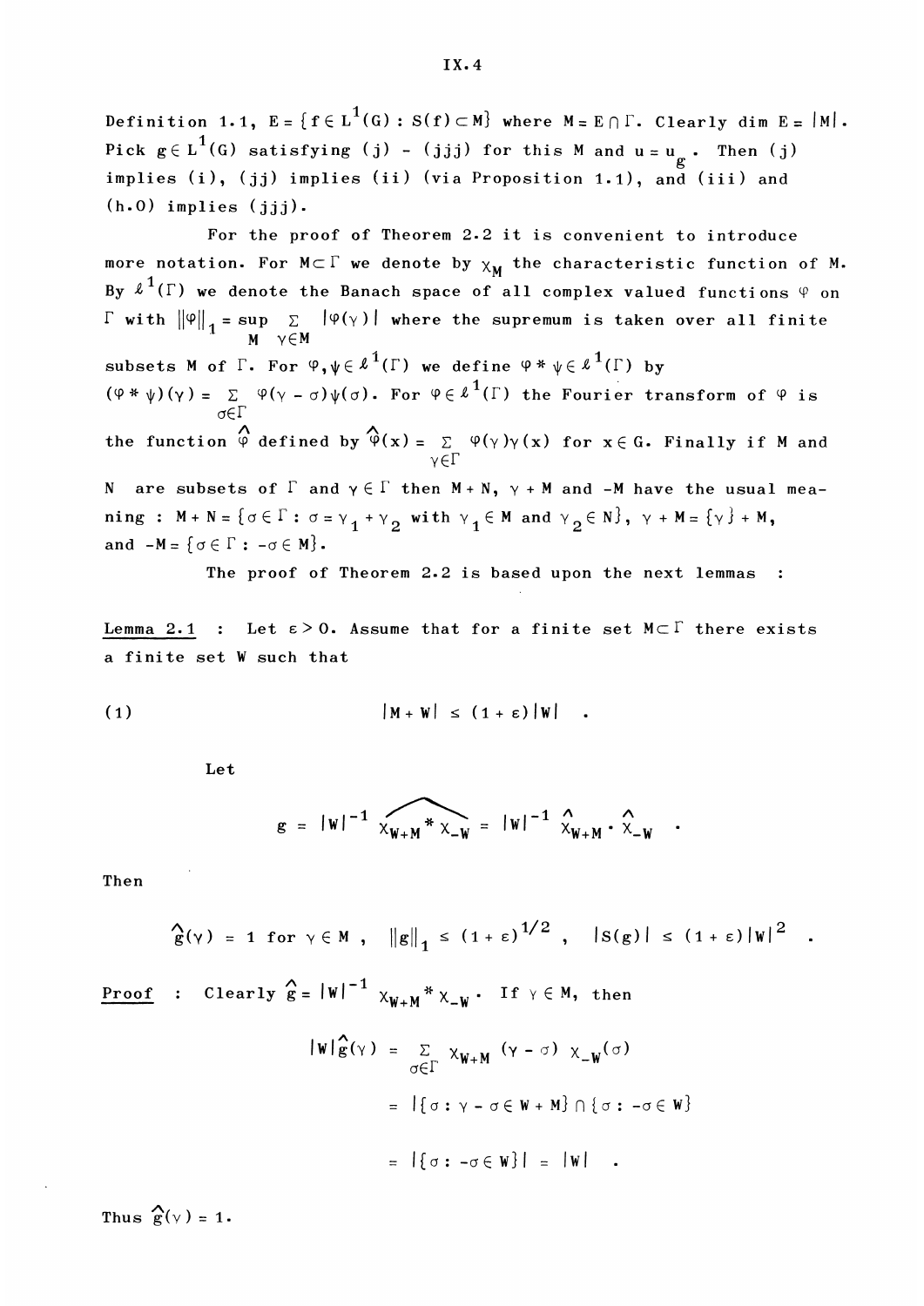Definition 1.1, $E = \{f \in L^1(G) : S(f) \subset M\}$ where $M = E \cap \Gamma$. Clearly $\dim E = |M|$. Pick $g \in L^1(G)$ satisfying (j) - (jjj) for this M and $u = u_g$. Then (j) implies (i), (jj) implies (ii) (via Proposition 1.1), and (iii) and (h.0) implies (jjj).

For the proof of Theorem 2.2 it is convenient to introduce more notation. For $M \subset \Gamma$ we denote by $\chi_M$ the characteristic function of M. By $\ell^1(\Gamma)$ we denote the Banach space of all complex valued functions $\varphi$ on $\Gamma$ with $\|\varphi\|_1 = \sup_M \sum_{\gamma \in M} |\varphi(\gamma)|$ where the supremum is taken over all finite subsets M of $\Gamma$. For $\varphi, \psi \in \ell^1(\Gamma)$ we define $\varphi * \psi \in \ell^1(\Gamma)$ by $(\varphi * \psi)(\gamma) = \sum_{\sigma \in \Gamma} \varphi(\gamma - \sigma)\psi(\sigma)$. For $\varphi \in \ell^1(\Gamma)$ the Fourier transform of $\varphi$ is the function $\hat{\varphi}$ defined by $\hat{\varphi}(x) = \sum_{\gamma \in \Gamma} \varphi(\gamma)\gamma(x)$ for $x \in G$. Finally if M and N are subsets of $\Gamma$ and $\gamma \in \Gamma$ then $M + N$, $\gamma + M$ and $-M$ have the usual meaning : $M + N = \{\sigma \in \Gamma : \sigma = \gamma_1 + \gamma_2 \text{ with } \gamma_1 \in M \text{ and } \gamma_2 \in N\}$, $\gamma + M = \{\gamma\} + M$, and $-M = \{\sigma \in \Gamma : -\sigma \in M\}$.

The proof of Theorem 2.2 is based upon the next lemmas :

<u>Lemma 2.1</u> : Let $\varepsilon > 0$. Assume that for a finite set $M \subset \Gamma$ there exists a finite set W such that

$$|M + W| \leq (1 + \varepsilon)|W| \quad . \tag{1}$$

Let

$$g = |W|^{-1} \widehat{\chi_{W+M} * \chi_{-W}} = |W|^{-1} \hat{\chi}_{W+M} \cdot \hat{\chi}_{-W} \quad .$$

Then

$$\hat{g}(\gamma) = 1 \text{ for } \gamma \in M \ , \quad \|g\|_1 \leq (1 + \varepsilon)^{1/2} \ , \quad |S(g)| \leq (1 + \varepsilon)|W|^2 \quad .$$

<u>Proof</u> : Clearly $\hat{g} = |W|^{-1} \chi_{W+M} * \chi_{-W}$. If $\gamma \in M$, then

$$\begin{aligned}
|W|\hat{g}(\gamma) &= \sum_{\sigma \in \Gamma} \chi_{W+M}(\gamma - \sigma)\, \chi_{-W}(\sigma) \\
&= |\{\sigma : \gamma - \sigma \in W + M\} \cap \{\sigma : -\sigma \in W\}| \\
&= |\{\sigma : -\sigma \in W\}| = |W| \quad .
\end{aligned}$$

Thus $\hat{g}(\gamma) = 1$.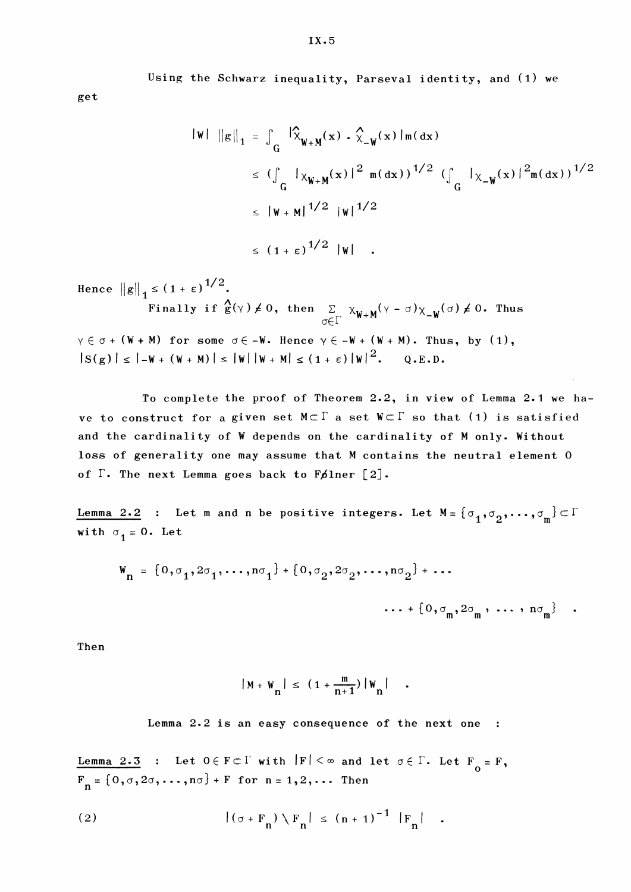Using the Schwarz inequality, Parseval identity, and (1) we get

$$
\begin{aligned}
|W| \, \|g\|_1 &= \int_G |\hat{\chi}_{W+M}(x) \cdot \hat{\chi}_{-W}(x)| \, m(dx) \\
&\leq \left(\int_G |\chi_{W+M}(x)|^2 \, m(dx)\right)^{1/2} \left(\int_G |\chi_{-W}(x)|^2 m(dx)\right)^{1/2} \\
&\leq |W + M|^{1/2} \, |W|^{1/2} \\
&\leq (1+\varepsilon)^{1/2} \, |W| \quad .
\end{aligned}
$$

Hence $\|g\|_1 \leq (1+\varepsilon)^{1/2}$.

Finally if $\hat{g}(\gamma) \neq 0$, then $\sum_{\sigma \in \Gamma} \chi_{W+M}(\gamma - \sigma)\chi_{-W}(\sigma) \neq 0$. Thus $\gamma \in \sigma + (W+M)$ for some $\sigma \in -W$. Hence $\gamma \in -W + (W+M)$. Thus, by (1), $|S(g)| \leq |-W + (W+M)| \leq |W| \, |W+M| \leq (1+\varepsilon)|W|^2$. Q.E.D.

To complete the proof of Theorem 2.2, in view of Lemma 2.1 we have to construct for a given set $M \subset \Gamma$ a set $W \subset \Gamma$ so that (1) is satisfied and the cardinality of W depends on the cardinality of M only. Without loss of generality one may assume that M contains the neutral element 0 of $\Gamma$. The next Lemma goes back to Følner [2].

**Lemma 2.2** : Let m and n be positive integers. Let $M = \{\sigma_1, \sigma_2, \ldots, \sigma_m\} \subset \Gamma$ with $\sigma_1 = 0$. Let

$$
W_n = \{0, \sigma_1, 2\sigma_1, \ldots, n\sigma_1\} + \{0, \sigma_2, 2\sigma_2, \ldots, n\sigma_2\} + \ldots \\
\ldots + \{0, \sigma_m, 2\sigma_m, \ldots, n\sigma_m\} \quad .
$$

Then

$$
|M + W_n| \leq \left(1 + \frac{m}{n+1}\right)|W_n| \quad .
$$

Lemma 2.2 is an easy consequence of the next one :

**Lemma 2.3** : Let $0 \in F \subset \Gamma$ with $|F| < \infty$ and let $\sigma \in \Gamma$. Let $F_0 = F$, $F_n = \{0, \sigma, 2\sigma, \ldots, n\sigma\} + F$ for $n = 1, 2, \ldots$ Then

$$
(2) \qquad |(\sigma + F_n) \setminus F_n| \leq (n+1)^{-1} \, |F_n| \quad .
$$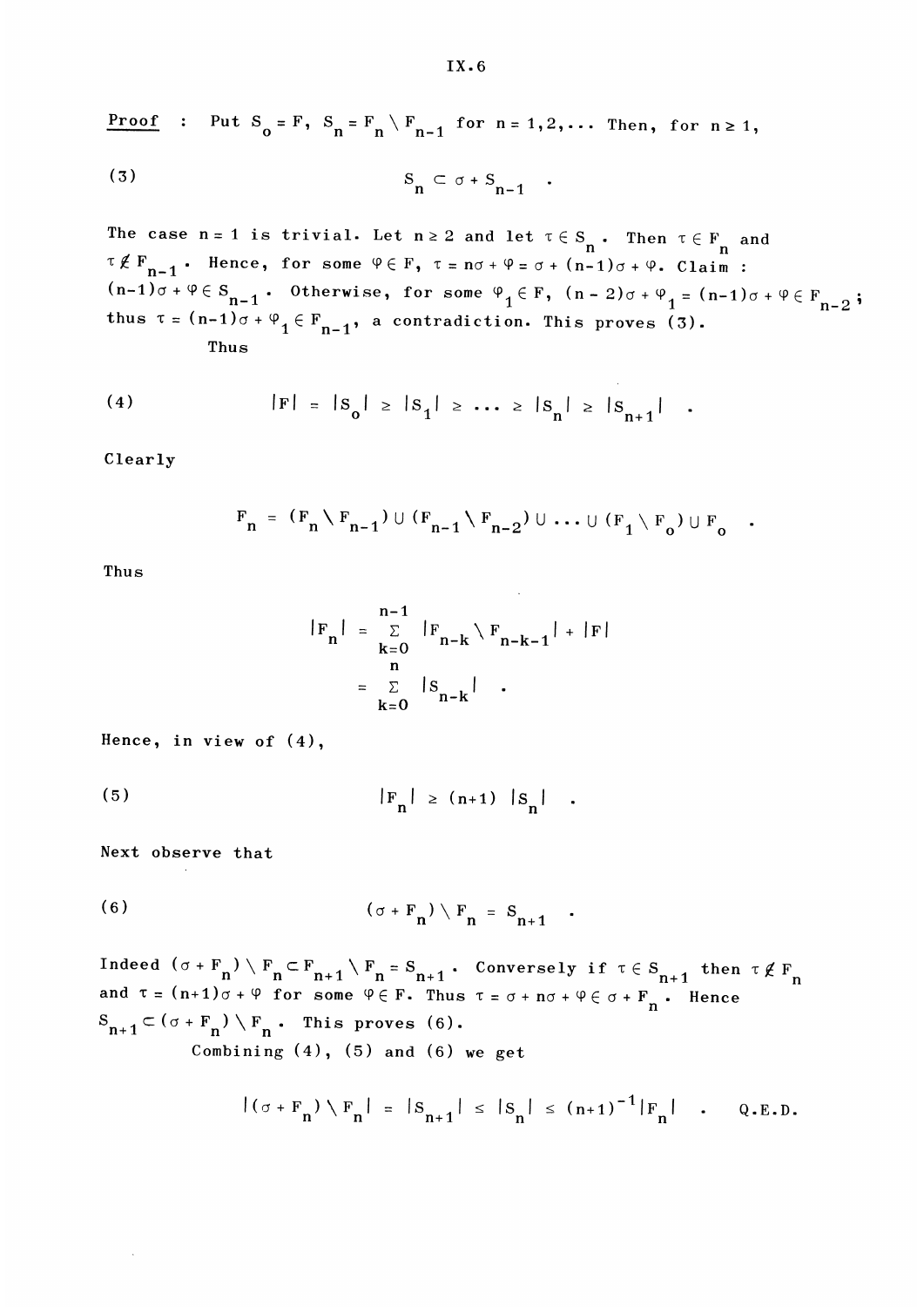**Proof** : Put $S_o = F$, $S_n = F_n \setminus F_{n-1}$ for $n = 1,2,\ldots$ Then, for $n \geq 1$,

$$S_n \subset \sigma + S_{n-1} \quad . \tag{3}$$

The case $n = 1$ is trivial. Let $n \geq 2$ and let $\tau \in S_n$. Then $\tau \in F_n$ and $\tau \notin F_{n-1}$. Hence, for some $\varphi \in F$, $\tau = n\sigma + \varphi = \sigma + (n-1)\sigma + \varphi$. Claim : $(n-1)\sigma + \varphi \in S_{n-1}$. Otherwise, for some $\varphi_1 \in F$, $(n-2)\sigma + \varphi_1 = (n-1)\sigma + \varphi \in F_{n-2}$; thus $\tau = (n-1)\sigma + \varphi_1 \in F_{n-1}$, a contradiction. This proves (3).

Thus

$$|F| = |S_o| \geq |S_1| \geq \ldots \geq |S_n| \geq |S_{n+1}| \quad . \tag{4}$$

Clearly

$$F_n = (F_n \setminus F_{n-1}) \cup (F_{n-1} \setminus F_{n-2}) \cup \ldots \cup (F_1 \setminus F_o) \cup F_o \quad .$$

Thus

$$\begin{aligned} |F_n| &= \sum_{k=0}^{n-1} |F_{n-k} \setminus F_{n-k-1}| + |F| \\ &= \sum_{k=0}^{n} |S_{n-k}| \quad . \end{aligned}$$

Hence, in view of (4),

$$|F_n| \geq (n+1)\,|S_n| \quad . \tag{5}$$

Next observe that

$$(\sigma + F_n) \setminus F_n = S_{n+1} \quad . \tag{6}$$

Indeed $(\sigma + F_n) \setminus F_n \subset F_{n+1} \setminus F_n = S_{n+1}$. Conversely if $\tau \in S_{n+1}$ then $\tau \notin F_n$ and $\tau = (n+1)\sigma + \varphi$ for some $\varphi \in F$. Thus $\tau = \sigma + n\sigma + \varphi \in \sigma + F_n$. Hence $S_{n+1} \subset (\sigma + F_n) \setminus F_n$. This proves (6).

Combining (4), (5) and (6) we get

$$|(\sigma + F_n) \setminus F_n| = |S_{n+1}| \leq |S_n| \leq (n+1)^{-1}|F_n| \quad . \qquad \text{Q.E.D.}$$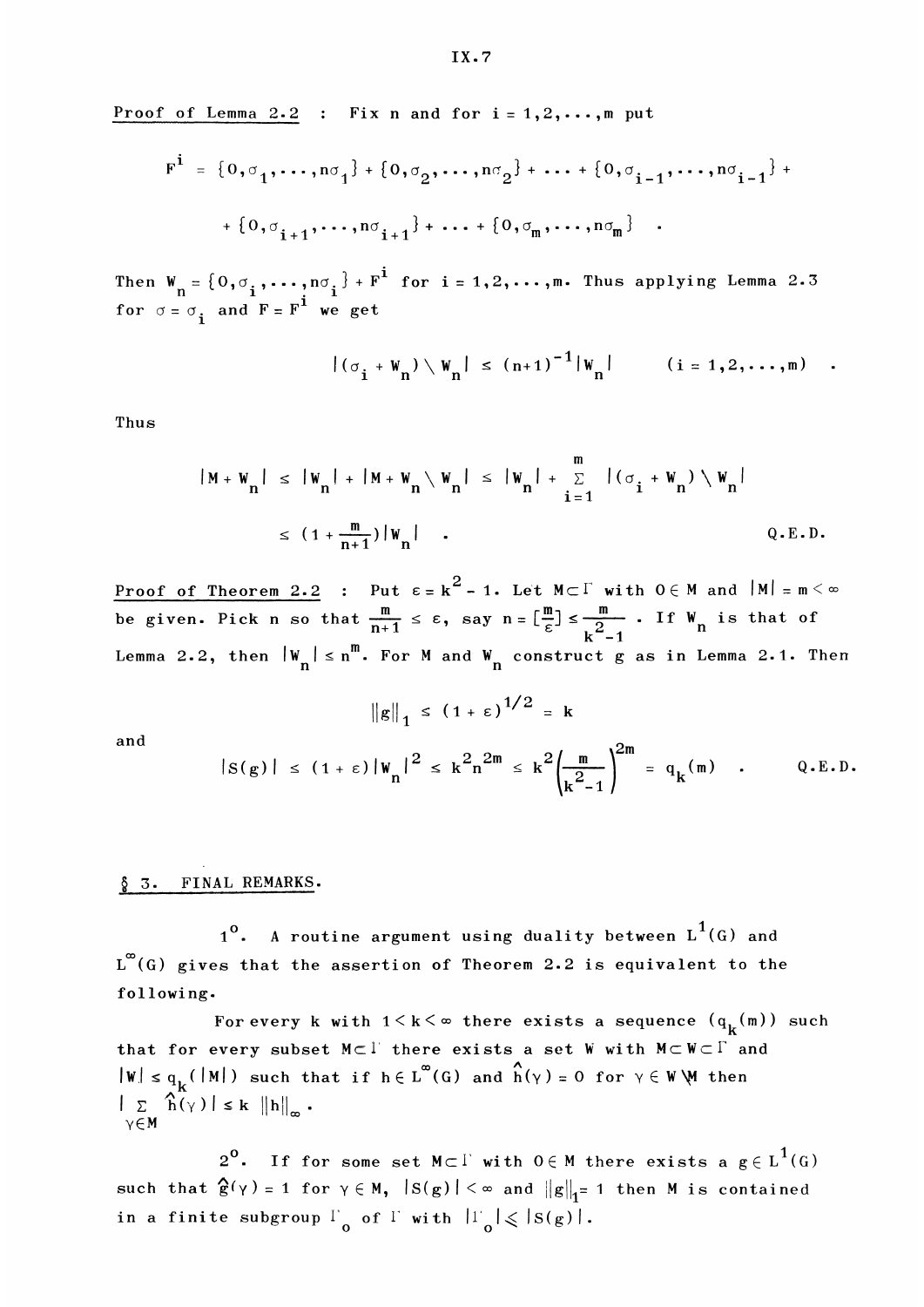Proof of Lemma 2.2 : Fix $n$ and for $i = 1,2,\ldots,m$ put

$$F^i = \{0,\sigma_1,\ldots,n\sigma_1\} + \{0,\sigma_2,\ldots,n\sigma_2\} + \ldots + \{0,\sigma_{i-1},\ldots,n\sigma_{i-1}\} +$$

$$+ \{0,\sigma_{i+1},\ldots,n\sigma_{i+1}\} + \ldots + \{0,\sigma_m,\ldots,n\sigma_m\} \quad .$$

Then $W_n = \{0,\sigma_i,\ldots,n\sigma_i\} + F^i$ for $i = 1,2,\ldots,m$. Thus applying Lemma 2.3 for $\sigma = \sigma_i$ and $F = F^i$ we get

$$|(\sigma_i + W_n)\setminus W_n| \le (n+1)^{-1}|W_n| \qquad (i = 1,2,\ldots,m) \quad .$$

Thus

$$|M + W_n| \le |W_n| + |M + W_n \setminus W_n| \le |W_n| + \sum_{i=1}^{m} |(\sigma_i + W_n)\setminus W_n|$$

$$\le \left(1 + \frac{m}{n+1}\right)|W_n| \quad . \qquad \text{Q.E.D.}$$

Proof of Theorem 2.2 : Put $\varepsilon = k^2 - 1$. Let $M \subset \Gamma$ with $0 \in M$ and $|M| = m < \infty$ be given. Pick $n$ so that $\frac{m}{n+1} \le \varepsilon$, say $n = [\frac{m}{\varepsilon}] \le \frac{m}{k^2-1}$ . If $W_n$ is that of Lemma 2.2, then $|W_n| \le n^m$. For $M$ and $W_n$ construct $g$ as in Lemma 2.1. Then

$$\|g\|_1 \le (1+\varepsilon)^{1/2} = k$$

and

$$|S(g)| \le (1+\varepsilon)|W_n|^2 \le k^2 n^{2m} \le k^2\left(\frac{m}{k^2-1}\right)^{2m} = q_k(m) \quad . \qquad \text{Q.E.D.}$$

## § 3. FINAL REMARKS.

$1^o$. A routine argument using duality between $L^1(G)$ and $L^\infty(G)$ gives that the assertion of Theorem 2.2 is equivalent to the following.

For every $k$ with $1 < k < \infty$ there exists a sequence $(q_k(m))$ such that for every subset $M \subset \Gamma$ there exists a set $W$ with $M \subset W \subset \Gamma$ and $|W| \le q_k(|M|)$ such that if $h \in L^\infty(G)$ and $\hat{h}(\gamma) = 0$ for $\gamma \in W \setminus M$ then $|\sum_{\gamma \in M} \hat{h}(\gamma)| \le k\, \|h\|_\infty$.

$2^o$. If for some set $M \subset \Gamma$ with $0 \in M$ there exists a $g \in L^1(G)$ such that $\hat{g}(\gamma) = 1$ for $\gamma \in M$, $|S(g)| < \infty$ and $\|g\|_1 = 1$ then $M$ is contained in a finite subgroup $\Gamma_0$ of $\Gamma$ with $|\Gamma_0| \le |S(g)|$.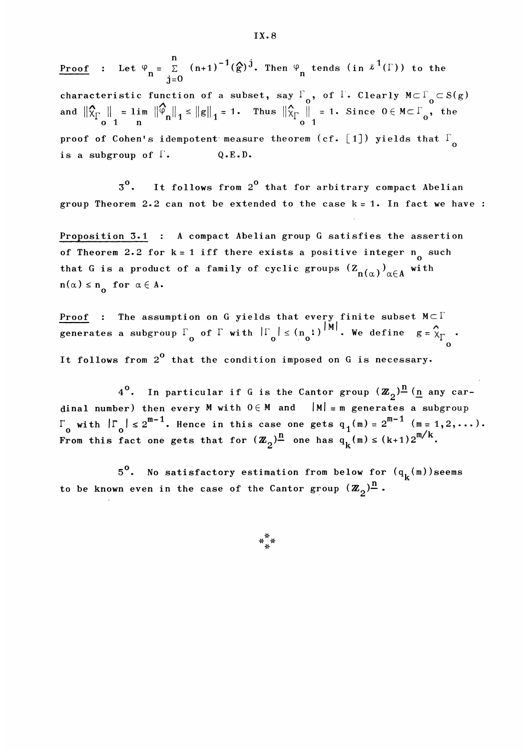<u>Proof</u> : Let $\varphi_n = \sum_{j=0}^{n} (n+1)^{-1}(\hat{g})^j$. Then $\varphi_n$ tends (in $\ell^1(\Gamma)$) to the characteristic function of a subset, say $\Gamma_o$, of $\Gamma$. Clearly $M \subset \Gamma_o \subset S(g)$ and $\|\hat{\chi}_{\Gamma_o}\|_1 = \lim_n \|\hat{\varphi}_n\|_1 \leq \|g\|_1 = 1$. Thus $\|\hat{\chi}_{\Gamma_o}\|_1 = 1$. Since $0 \in M \subset \Gamma_o$, the proof of Cohen's idempotent measure theorem (cf. [1]) yields that $\Gamma_o$ is a subgroup of $\Gamma$. Q.E.D.

$3^o$. It follows from $2^o$ that for arbitrary compact Abelian group Theorem 2.2 can not be extended to the case $k = 1$. In fact we have :

<u>Proposition 3.1</u> : A compact Abelian group G satisfies the assertion of Theorem 2.2 for $k = 1$ iff there exists a positive integer $n_o$ such that G is a product of a family of cyclic groups $(Z_{n(\alpha)})_{\alpha \in A}$ with $n(\alpha) \leq n_o$ for $\alpha \in A$.

<u>Proof</u> : The assumption on G yields that every finite subset $M \subset \Gamma$ generates a subgroup $\Gamma_o$ of $\Gamma$ with $|\Gamma_o| \leq (n_o!)^{|M|}$. We define $g = \hat{\chi}_{\Gamma_o}$. It follows from $2^o$ that the condition imposed on G is necessary.

$4^o$. In particular if G is the Cantor group $(\mathbb{Z}_2)^{\underline{n}}$ ($\underline{n}$ any cardinal number) then every M with $0 \in M$ and $|M| = m$ generates a subgroup $\Gamma_o$ with $|\Gamma_o| \leq 2^{m-1}$. Hence in this case one gets $q_1(m) = 2^{m-1}$ $(m = 1, 2, \ldots)$. From this fact one gets that for $(\mathbb{Z}_2)^{\underline{n}}$ one has $q_k(m) \leq (k+1)2^{m/k}$.

$5^o$. No satisfactory estimation from below for $(q_k(m))$ seems to be known even in the case of the Cantor group $(\mathbb{Z}_2)^{\underline{n}}$.

\*\*\*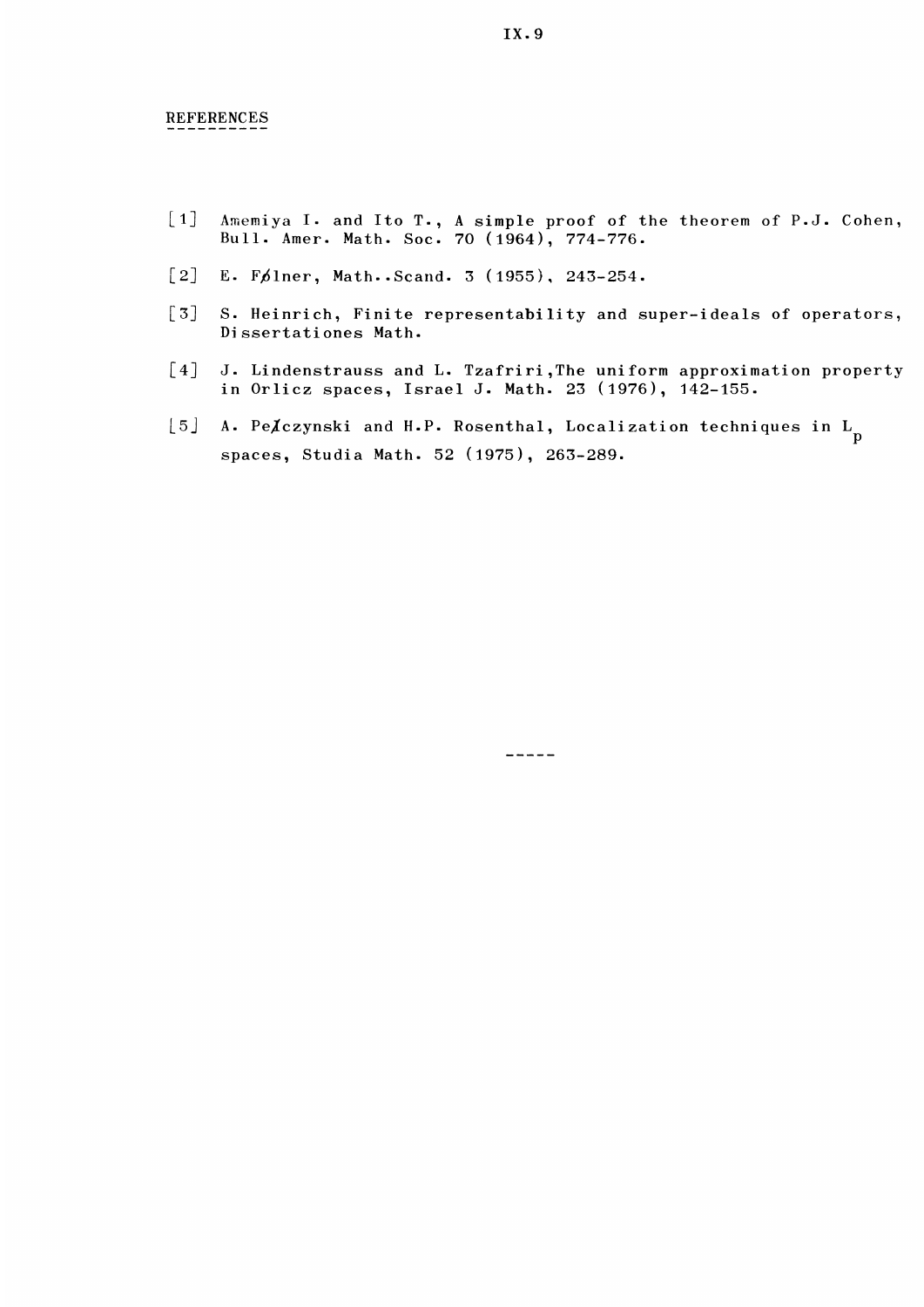## REFERENCES

[1] Amemiya I. and Ito T., A simple proof of the theorem of P.J. Cohen, Bull. Amer. Math. Soc. 70 (1964), 774-776.

[2] E. Følner, Math..Scand. 3 (1955), 243-254.

[3] S. Heinrich, Finite representability and super-ideals of operators, Dissertationes Math.

[4] J. Lindenstrauss and L. Tzafriri, The uniform approximation property in Orlicz spaces, Israel J. Math. 23 (1976), 142-155.

[5] A. Pełczynski and H.P. Rosenthal, Localization techniques in $L_p$ spaces, Studia Math. 52 (1975), 263-289.

-----